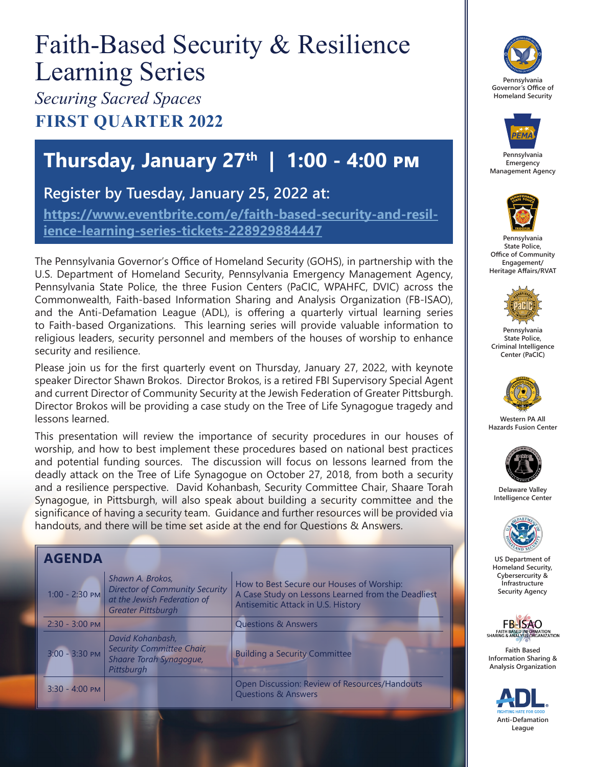# Faith-Based Security & Resilience Learning Series

*Securing Sacred Spaces*

**FIRST QUARTER 2022**

## Thursday, January 27th | 1:00 - 4:00 PM

### Register by Tuesday, January 25, 2022 at:

**https://www.eventbrite.com/e/faith-based-security-and-resilience-learning-series-tickets-228929884447**

The Pennsylvania Governor's Office of Homeland Security (GOHS), in partnership with the U.S. Department of Homeland Security, Pennsylvania Emergency Management Agency, Pennsylvania State Police, the three Fusion Centers (PaCIC, WPAHFC, DVIC) across the Commonwealth, Faith-based Information Sharing and Analysis Organization (FB-ISAO), and the Anti-Defamation League (ADL), is offering a quarterly virtual learning series to Faith-based Organizations. This learning series will provide valuable information to religious leaders, security personnel and members of the houses of worship to enhance security and resilience.

Please join us for the first quarterly event on Thursday, January 27, 2022, with keynote speaker Director Shawn Brokos. Director Brokos, is a retired FBI Supervisory Special Agent and current Director of Community Security at the Jewish Federation of Greater Pittsburgh. Director Brokos will be providing a case study on the Tree of Life Synagogue tragedy and lessons learned.

This presentation will review the importance of security procedures in our houses of worship, and how to best implement these procedures based on national best practices and potential funding sources. The discussion will focus on lessons learned from the deadly attack on the Tree of Life Synagogue on October 27, 2018, from both a security and a resilience perspective. David Kohanbash, Security Committee Chair, Shaare Torah Synagogue, in Pittsburgh, will also speak about building a security committee and the significance of having a security team. Guidance and further resources will be provided via handouts, and there will be time set aside at the end for Questions & Answers.

## AGENDA

| Time | Speaker | Topic |
|---|---|---|
| 1:00 - 2:30 PM | *Shawn A. Brokos, Director of Community Security at the Jewish Federation of Greater Pittsburgh* | How to Best Secure our Houses of Worship: A Case Study on Lessons Learned from the Deadliest Antisemitic Attack in U.S. History |
| 2:30 - 3:00 PM | | Questions & Answers |
| 3:00 - 3:30 PM | *David Kohanbash, Security Committee Chair, Shaare Torah Synagogue, Pittsburgh* | Building a Security Committee |
| 3:30 - 4:00 PM | | Open Discussion: Review of Resources/Handouts<br>Questions & Answers |

Pennsylvania Governor's Office of Homeland Security

Pennsylvania Emergency Management Agency

Pennsylvania State Police, Office of Community Engagement/ Heritage Affairs/RVAT

Pennsylvania State Police, Criminal Intelligence Center (PaCIC)

Western PA All Hazards Fusion Center

Delaware Valley Intelligence Center

US Department of Homeland Security, Cybersercurity & Infrastructure Security Agency

FB-ISAO FAITH BASED INFORMATION SHARING & ANALYSIS ORGANIZATION

Faith Based Information Sharing & Analysis Organization

ADL FIGHTING HATE FOR GOOD

Anti-Defamation League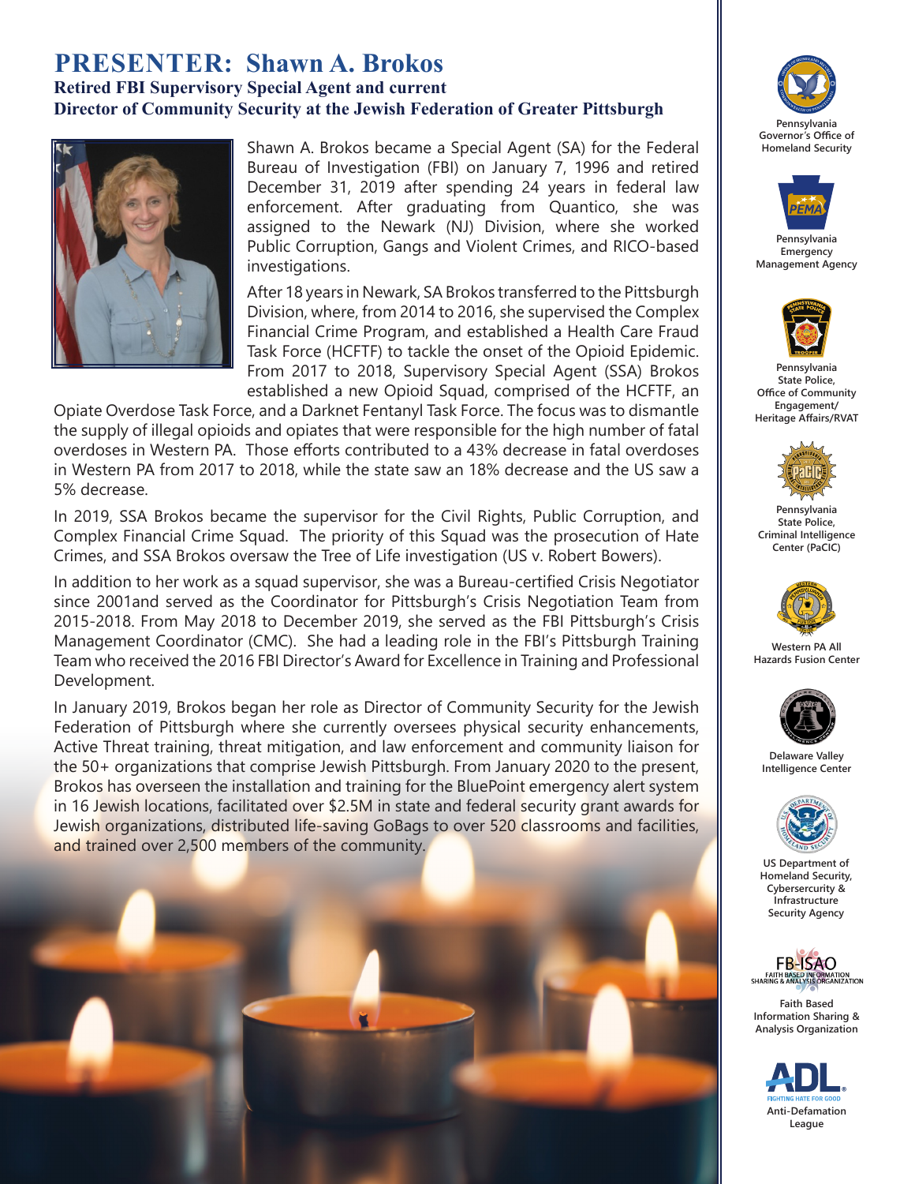# PRESENTER: Shawn A. Brokos

**Retired FBI Supervisory Special Agent and current Director of Community Security at the Jewish Federation of Greater Pittsburgh**

Shawn A. Brokos became a Special Agent (SA) for the Federal Bureau of Investigation (FBI) on January 7, 1996 and retired December 31, 2019 after spending 24 years in federal law enforcement. After graduating from Quantico, she was assigned to the Newark (NJ) Division, where she worked Public Corruption, Gangs and Violent Crimes, and RICO-based investigations.

After 18 years in Newark, SA Brokos transferred to the Pittsburgh Division, where, from 2014 to 2016, she supervised the Complex Financial Crime Program, and established a Health Care Fraud Task Force (HCFTF) to tackle the onset of the Opioid Epidemic. From 2017 to 2018, Supervisory Special Agent (SSA) Brokos established a new Opioid Squad, comprised of the HCFTF, an Opiate Overdose Task Force, and a Darknet Fentanyl Task Force. The focus was to dismantle the supply of illegal opioids and opiates that were responsible for the high number of fatal overdoses in Western PA. Those efforts contributed to a 43% decrease in fatal overdoses in Western PA from 2017 to 2018, while the state saw an 18% decrease and the US saw a 5% decrease.

In 2019, SSA Brokos became the supervisor for the Civil Rights, Public Corruption, and Complex Financial Crime Squad. The priority of this Squad was the prosecution of Hate Crimes, and SSA Brokos oversaw the Tree of Life investigation (US v. Robert Bowers).

In addition to her work as a squad supervisor, she was a Bureau-certified Crisis Negotiator since 2001and served as the Coordinator for Pittsburgh's Crisis Negotiation Team from 2015-2018. From May 2018 to December 2019, she served as the FBI Pittsburgh's Crisis Management Coordinator (CMC). She had a leading role in the FBI's Pittsburgh Training Team who received the 2016 FBI Director's Award for Excellence in Training and Professional Development.

In January 2019, Brokos began her role as Director of Community Security for the Jewish Federation of Pittsburgh where she currently oversees physical security enhancements, Active Threat training, threat mitigation, and law enforcement and community liaison for the 50+ organizations that comprise Jewish Pittsburgh. From January 2020 to the present, Brokos has overseen the installation and training for the BluePoint emergency alert system in 16 Jewish locations, facilitated over $2.5M in state and federal security grant awards for Jewish organizations, distributed life-saving GoBags to over 520 classrooms and facilities, and trained over 2,500 members of the community.

Pennsylvania Governor's Office of Homeland Security

Pennsylvania Emergency Management Agency

Pennsylvania State Police, Office of Community Engagement/ Heritage Affairs/RVAT

Pennsylvania State Police, Criminal Intelligence Center (PaCIC)

Western PA All Hazards Fusion Center

Delaware Valley Intelligence Center

US Department of Homeland Security, Cybersercurity & Infrastructure Security Agency

FB-ISAO FAITH BASED INFORMATION SHARING & ANALYSIS ORGANIZATION

Faith Based Information Sharing & Analysis Organization

ADL FIGHTING HATE FOR GOOD

Anti-Defamation League